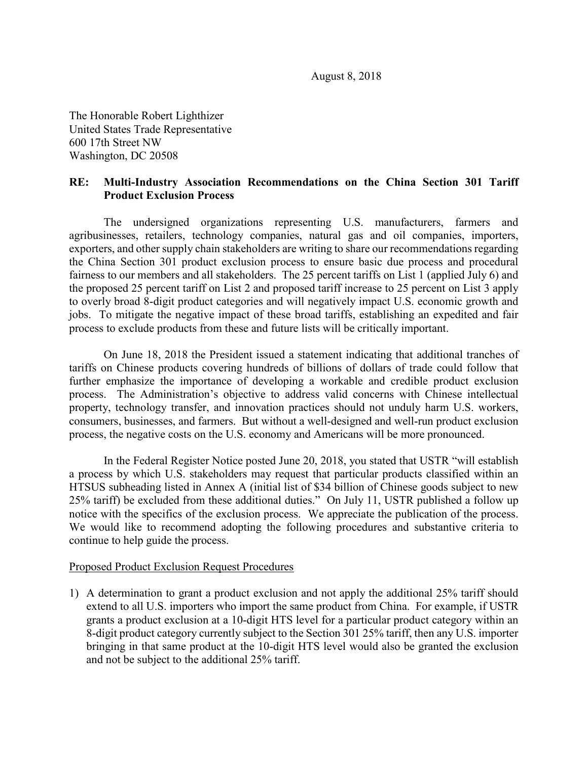August 8, 2018

The Honorable Robert Lighthizer
United States Trade Representative
600 17th Street NW
Washington, DC 20508

**RE: Multi-Industry Association Recommendations on the China Section 301 Tariff Product Exclusion Process**

The undersigned organizations representing U.S. manufacturers, farmers and agribusinesses, retailers, technology companies, natural gas and oil companies, importers, exporters, and other supply chain stakeholders are writing to share our recommendations regarding the China Section 301 product exclusion process to ensure basic due process and procedural fairness to our members and all stakeholders. The 25 percent tariffs on List 1 (applied July 6) and the proposed 25 percent tariff on List 2 and proposed tariff increase to 25 percent on List 3 apply to overly broad 8-digit product categories and will negatively impact U.S. economic growth and jobs. To mitigate the negative impact of these broad tariffs, establishing an expedited and fair process to exclude products from these and future lists will be critically important.

On June 18, 2018 the President issued a statement indicating that additional tranches of tariffs on Chinese products covering hundreds of billions of dollars of trade could follow that further emphasize the importance of developing a workable and credible product exclusion process. The Administration's objective to address valid concerns with Chinese intellectual property, technology transfer, and innovation practices should not unduly harm U.S. workers, consumers, businesses, and farmers. But without a well-designed and well-run product exclusion process, the negative costs on the U.S. economy and Americans will be more pronounced.

In the Federal Register Notice posted June 20, 2018, you stated that USTR "will establish a process by which U.S. stakeholders may request that particular products classified within an HTSUS subheading listed in Annex A (initial list of $34 billion of Chinese goods subject to new 25% tariff) be excluded from these additional duties." On July 11, USTR published a follow up notice with the specifics of the exclusion process. We appreciate the publication of the process. We would like to recommend adopting the following procedures and substantive criteria to continue to help guide the process.

<u>Proposed Product Exclusion Request Procedures</u>

1) A determination to grant a product exclusion and not apply the additional 25% tariff should extend to all U.S. importers who import the same product from China. For example, if USTR grants a product exclusion at a 10-digit HTS level for a particular product category within an 8-digit product category currently subject to the Section 301 25% tariff, then any U.S. importer bringing in that same product at the 10-digit HTS level would also be granted the exclusion and not be subject to the additional 25% tariff.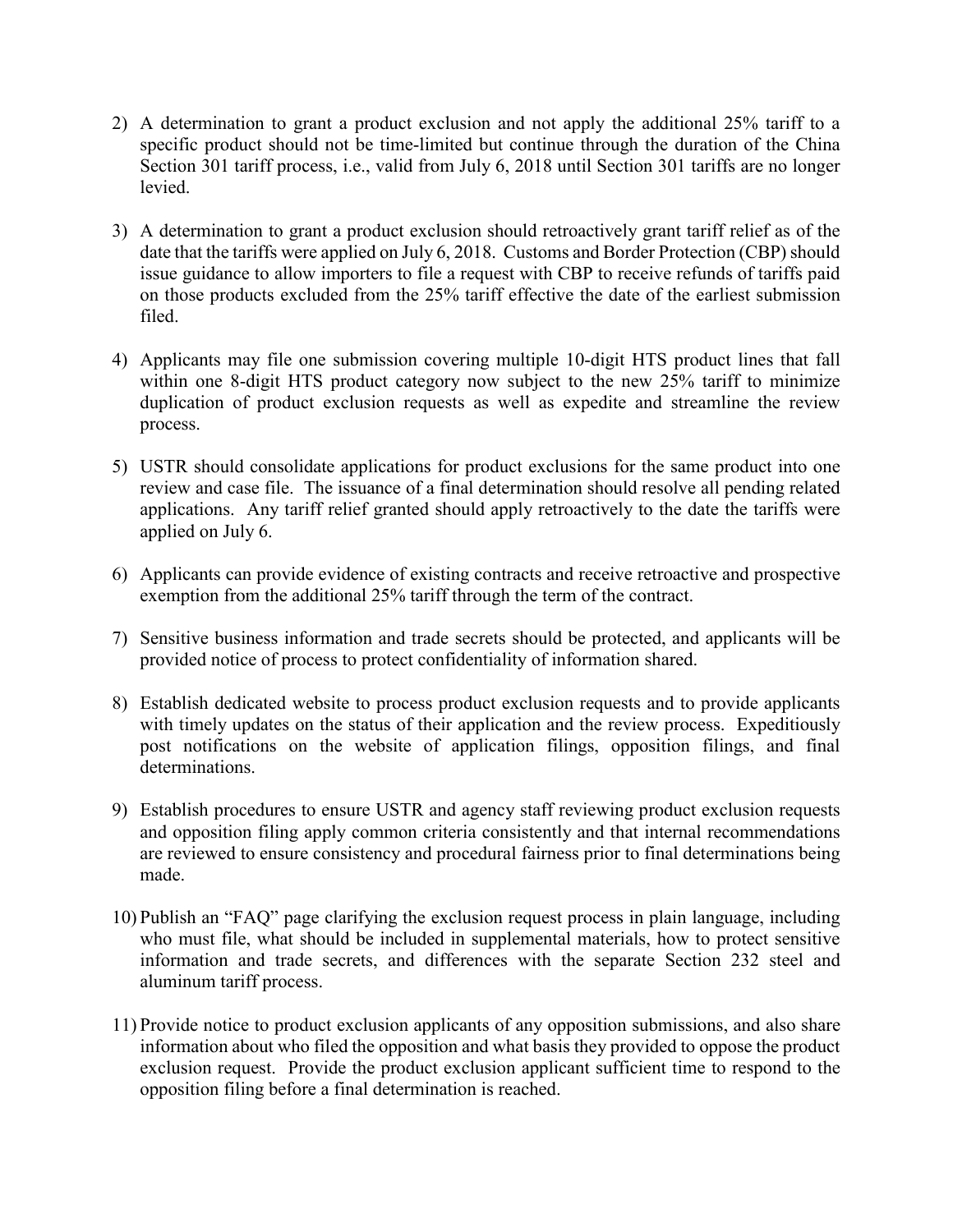2) A determination to grant a product exclusion and not apply the additional 25% tariff to a specific product should not be time-limited but continue through the duration of the China Section 301 tariff process, i.e., valid from July 6, 2018 until Section 301 tariffs are no longer levied.

3) A determination to grant a product exclusion should retroactively grant tariff relief as of the date that the tariffs were applied on July 6, 2018. Customs and Border Protection (CBP) should issue guidance to allow importers to file a request with CBP to receive refunds of tariffs paid on those products excluded from the 25% tariff effective the date of the earliest submission filed.

4) Applicants may file one submission covering multiple 10-digit HTS product lines that fall within one 8-digit HTS product category now subject to the new 25% tariff to minimize duplication of product exclusion requests as well as expedite and streamline the review process.

5) USTR should consolidate applications for product exclusions for the same product into one review and case file. The issuance of a final determination should resolve all pending related applications. Any tariff relief granted should apply retroactively to the date the tariffs were applied on July 6.

6) Applicants can provide evidence of existing contracts and receive retroactive and prospective exemption from the additional 25% tariff through the term of the contract.

7) Sensitive business information and trade secrets should be protected, and applicants will be provided notice of process to protect confidentiality of information shared.

8) Establish dedicated website to process product exclusion requests and to provide applicants with timely updates on the status of their application and the review process. Expeditiously post notifications on the website of application filings, opposition filings, and final determinations.

9) Establish procedures to ensure USTR and agency staff reviewing product exclusion requests and opposition filing apply common criteria consistently and that internal recommendations are reviewed to ensure consistency and procedural fairness prior to final determinations being made.

10) Publish an "FAQ" page clarifying the exclusion request process in plain language, including who must file, what should be included in supplemental materials, how to protect sensitive information and trade secrets, and differences with the separate Section 232 steel and aluminum tariff process.

11) Provide notice to product exclusion applicants of any opposition submissions, and also share information about who filed the opposition and what basis they provided to oppose the product exclusion request. Provide the product exclusion applicant sufficient time to respond to the opposition filing before a final determination is reached.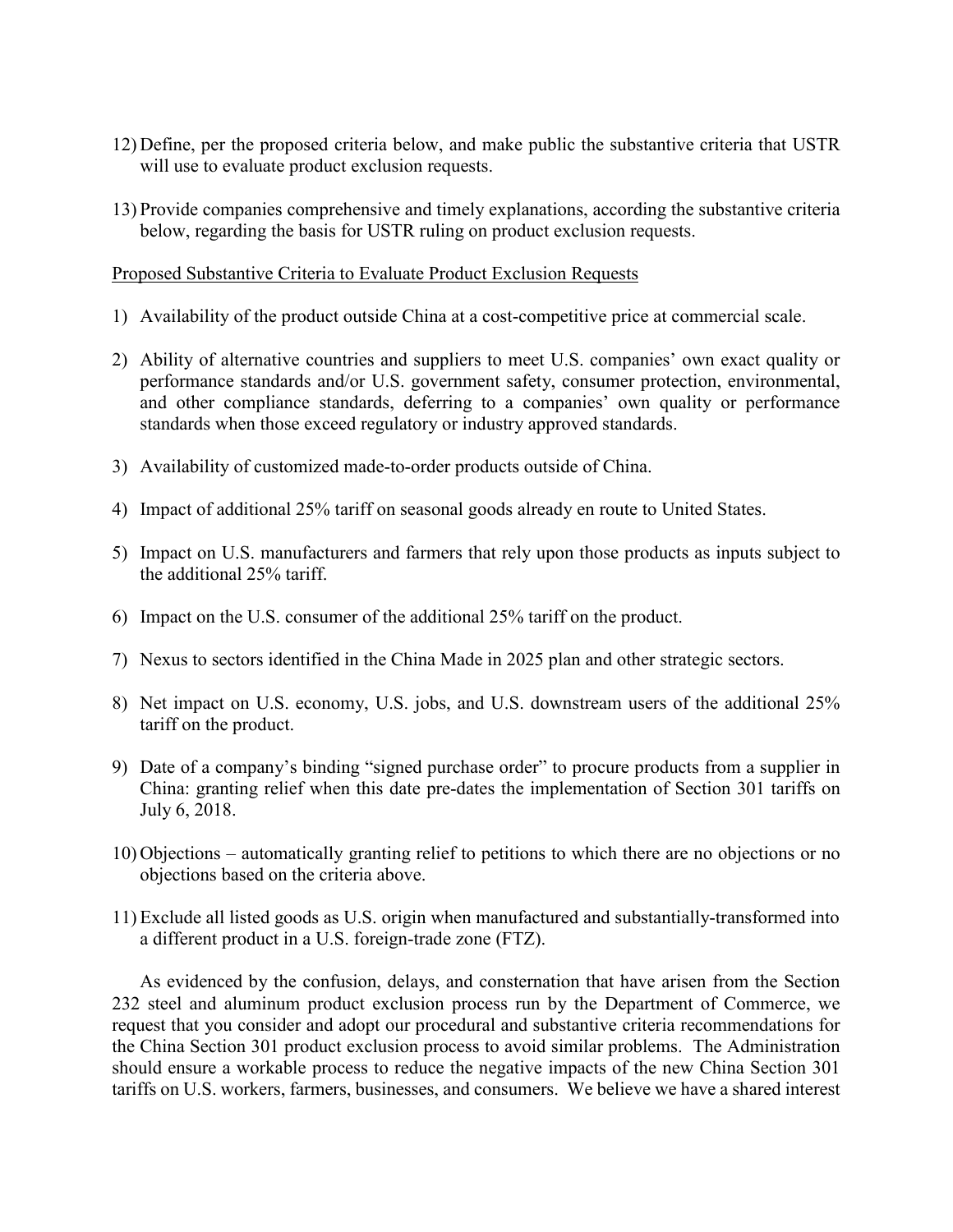12) Define, per the proposed criteria below, and make public the substantive criteria that USTR will use to evaluate product exclusion requests.

13) Provide companies comprehensive and timely explanations, according the substantive criteria below, regarding the basis for USTR ruling on product exclusion requests.

<u>Proposed Substantive Criteria to Evaluate Product Exclusion Requests</u>

1) Availability of the product outside China at a cost-competitive price at commercial scale.

2) Ability of alternative countries and suppliers to meet U.S. companies' own exact quality or performance standards and/or U.S. government safety, consumer protection, environmental, and other compliance standards, deferring to a companies' own quality or performance standards when those exceed regulatory or industry approved standards.

3) Availability of customized made-to-order products outside of China.

4) Impact of additional 25% tariff on seasonal goods already en route to United States.

5) Impact on U.S. manufacturers and farmers that rely upon those products as inputs subject to the additional 25% tariff.

6) Impact on the U.S. consumer of the additional 25% tariff on the product.

7) Nexus to sectors identified in the China Made in 2025 plan and other strategic sectors.

8) Net impact on U.S. economy, U.S. jobs, and U.S. downstream users of the additional 25% tariff on the product.

9) Date of a company's binding "signed purchase order" to procure products from a supplier in China: granting relief when this date pre-dates the implementation of Section 301 tariffs on July 6, 2018.

10) Objections – automatically granting relief to petitions to which there are no objections or no objections based on the criteria above.

11) Exclude all listed goods as U.S. origin when manufactured and substantially-transformed into a different product in a U.S. foreign-trade zone (FTZ).

As evidenced by the confusion, delays, and consternation that have arisen from the Section 232 steel and aluminum product exclusion process run by the Department of Commerce, we request that you consider and adopt our procedural and substantive criteria recommendations for the China Section 301 product exclusion process to avoid similar problems. The Administration should ensure a workable process to reduce the negative impacts of the new China Section 301 tariffs on U.S. workers, farmers, businesses, and consumers. We believe we have a shared interest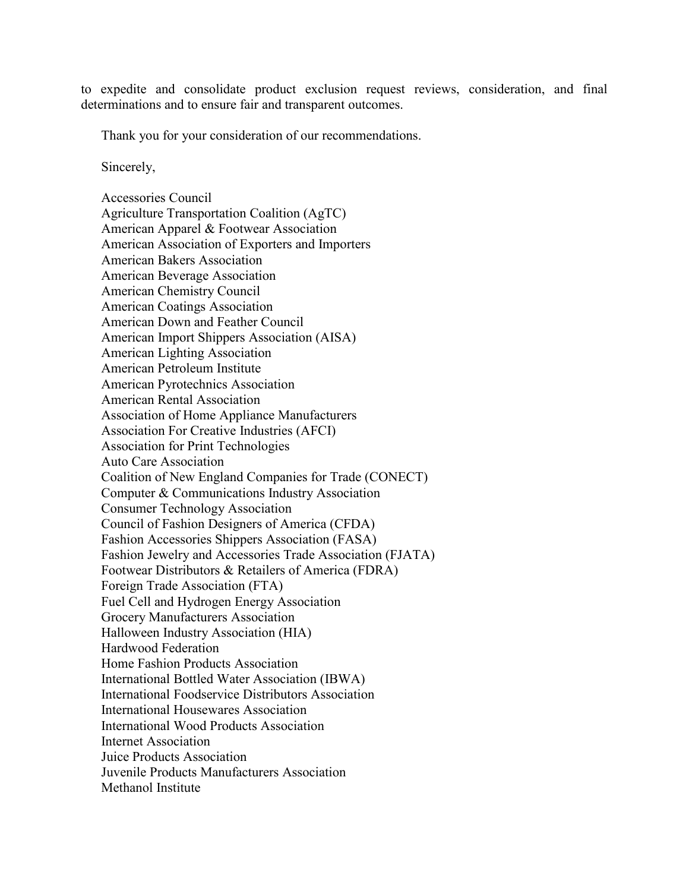to expedite and consolidate product exclusion request reviews, consideration, and final determinations and to ensure fair and transparent outcomes.

Thank you for your consideration of our recommendations.

Sincerely,

Accessories Council
Agriculture Transportation Coalition (AgTC)
American Apparel & Footwear Association
American Association of Exporters and Importers
American Bakers Association
American Beverage Association
American Chemistry Council
American Coatings Association
American Down and Feather Council
American Import Shippers Association (AISA)
American Lighting Association
American Petroleum Institute
American Pyrotechnics Association
American Rental Association
Association of Home Appliance Manufacturers
Association For Creative Industries (AFCI)
Association for Print Technologies
Auto Care Association
Coalition of New England Companies for Trade (CONECT)
Computer & Communications Industry Association
Consumer Technology Association
Council of Fashion Designers of America (CFDA)
Fashion Accessories Shippers Association (FASA)
Fashion Jewelry and Accessories Trade Association (FJATA)
Footwear Distributors & Retailers of America (FDRA)
Foreign Trade Association (FTA)
Fuel Cell and Hydrogen Energy Association
Grocery Manufacturers Association
Halloween Industry Association (HIA)
Hardwood Federation
Home Fashion Products Association
International Bottled Water Association (IBWA)
International Foodservice Distributors Association
International Housewares Association
International Wood Products Association
Internet Association
Juice Products Association
Juvenile Products Manufacturers Association
Methanol Institute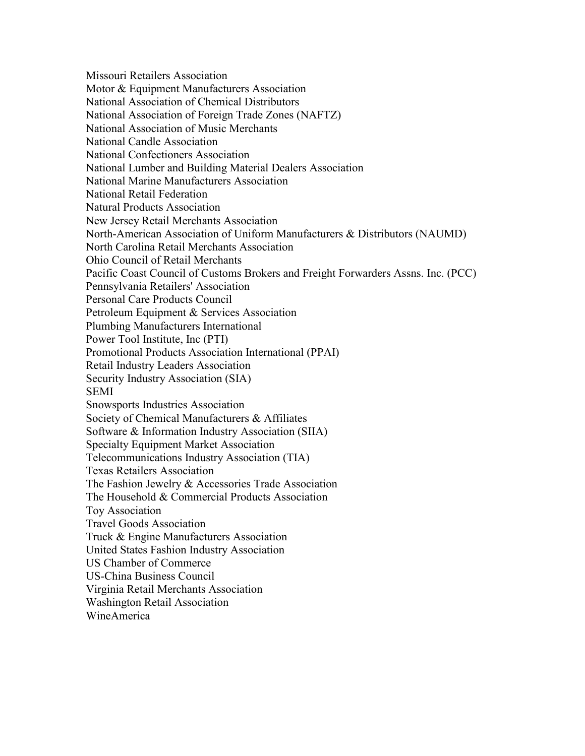Missouri Retailers Association
Motor & Equipment Manufacturers Association
National Association of Chemical Distributors
National Association of Foreign Trade Zones (NAFTZ)
National Association of Music Merchants
National Candle Association
National Confectioners Association
National Lumber and Building Material Dealers Association
National Marine Manufacturers Association
National Retail Federation
Natural Products Association
New Jersey Retail Merchants Association
North-American Association of Uniform Manufacturers & Distributors (NAUMD)
North Carolina Retail Merchants Association
Ohio Council of Retail Merchants
Pacific Coast Council of Customs Brokers and Freight Forwarders Assns. Inc. (PCC)
Pennsylvania Retailers' Association
Personal Care Products Council
Petroleum Equipment & Services Association
Plumbing Manufacturers International
Power Tool Institute, Inc (PTI)
Promotional Products Association International (PPAI)
Retail Industry Leaders Association
Security Industry Association (SIA)
SEMI
Snowsports Industries Association
Society of Chemical Manufacturers & Affiliates
Software & Information Industry Association (SIIA)
Specialty Equipment Market Association
Telecommunications Industry Association (TIA)
Texas Retailers Association
The Fashion Jewelry & Accessories Trade Association
The Household & Commercial Products Association
Toy Association
Travel Goods Association
Truck & Engine Manufacturers Association
United States Fashion Industry Association
US Chamber of Commerce
US-China Business Council
Virginia Retail Merchants Association
Washington Retail Association
WineAmerica